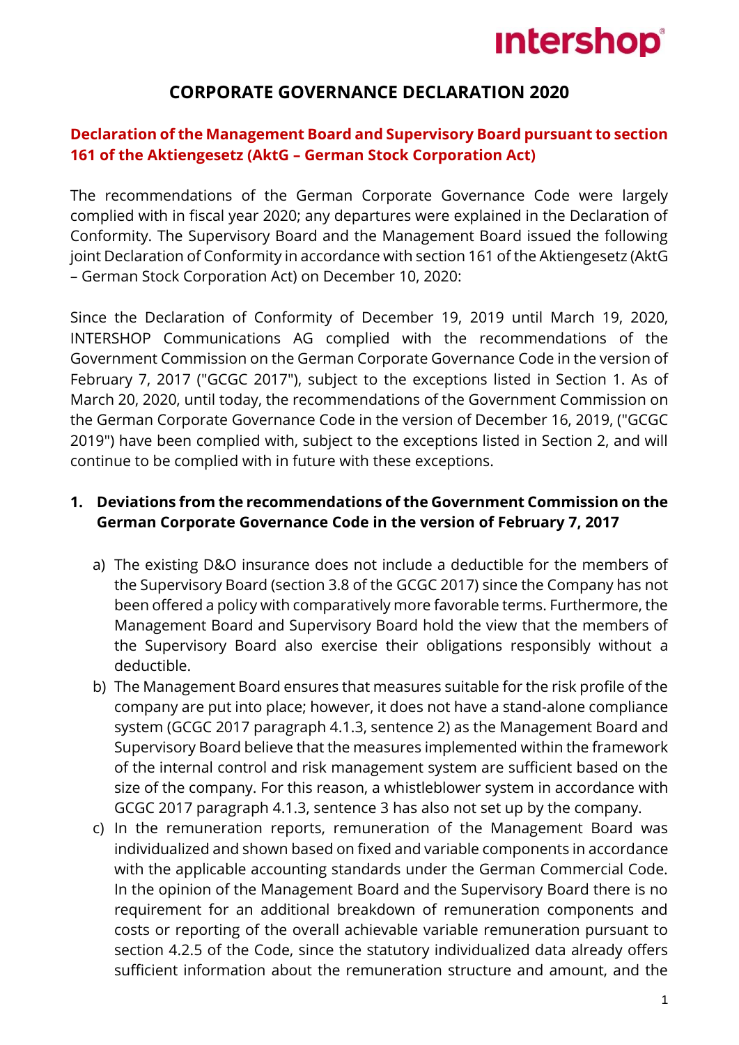# CORPORATE GOVERNANCE DECLARATION 2020

## Declaration of the Management Board and Supervisory Board pursuant to section 161 of the Aktiengesetz (AktG – German Stock Corporation Act)

The recommendations of the German Corporate Governance Code were largely complied with in fiscal year 2020; any departures were explained in the Declaration of Conformity. The Supervisory Board and the Management Board issued the following joint Declaration of Conformity in accordance with section 161 of the Aktiengesetz (AktG – German Stock Corporation Act) on December 10, 2020:

Since the Declaration of Conformity of December 19, 2019 until March 19, 2020, INTERSHOP Communications AG complied with the recommendations of the Government Commission on the German Corporate Governance Code in the version of February 7, 2017 ("GCGC 2017"), subject to the exceptions listed in Section 1. As of March 20, 2020, until today, the recommendations of the Government Commission on the German Corporate Governance Code in the version of December 16, 2019, ("GCGC 2019") have been complied with, subject to the exceptions listed in Section 2, and will continue to be complied with in future with these exceptions.

### 1. Deviations from the recommendations of the Government Commission on the German Corporate Governance Code in the version of February 7, 2017

a) The existing D&O insurance does not include a deductible for the members of the Supervisory Board (section 3.8 of the GCGC 2017) since the Company has not been offered a policy with comparatively more favorable terms. Furthermore, the Management Board and Supervisory Board hold the view that the members of the Supervisory Board also exercise their obligations responsibly without a deductible.

b) The Management Board ensures that measures suitable for the risk profile of the company are put into place; however, it does not have a stand-alone compliance system (GCGC 2017 paragraph 4.1.3, sentence 2) as the Management Board and Supervisory Board believe that the measures implemented within the framework of the internal control and risk management system are sufficient based on the size of the company. For this reason, a whistleblower system in accordance with GCGC 2017 paragraph 4.1.3, sentence 3 has also not set up by the company.

c) In the remuneration reports, remuneration of the Management Board was individualized and shown based on fixed and variable components in accordance with the applicable accounting standards under the German Commercial Code. In the opinion of the Management Board and the Supervisory Board there is no requirement for an additional breakdown of remuneration components and costs or reporting of the overall achievable variable remuneration pursuant to section 4.2.5 of the Code, since the statutory individualized data already offers sufficient information about the remuneration structure and amount, and the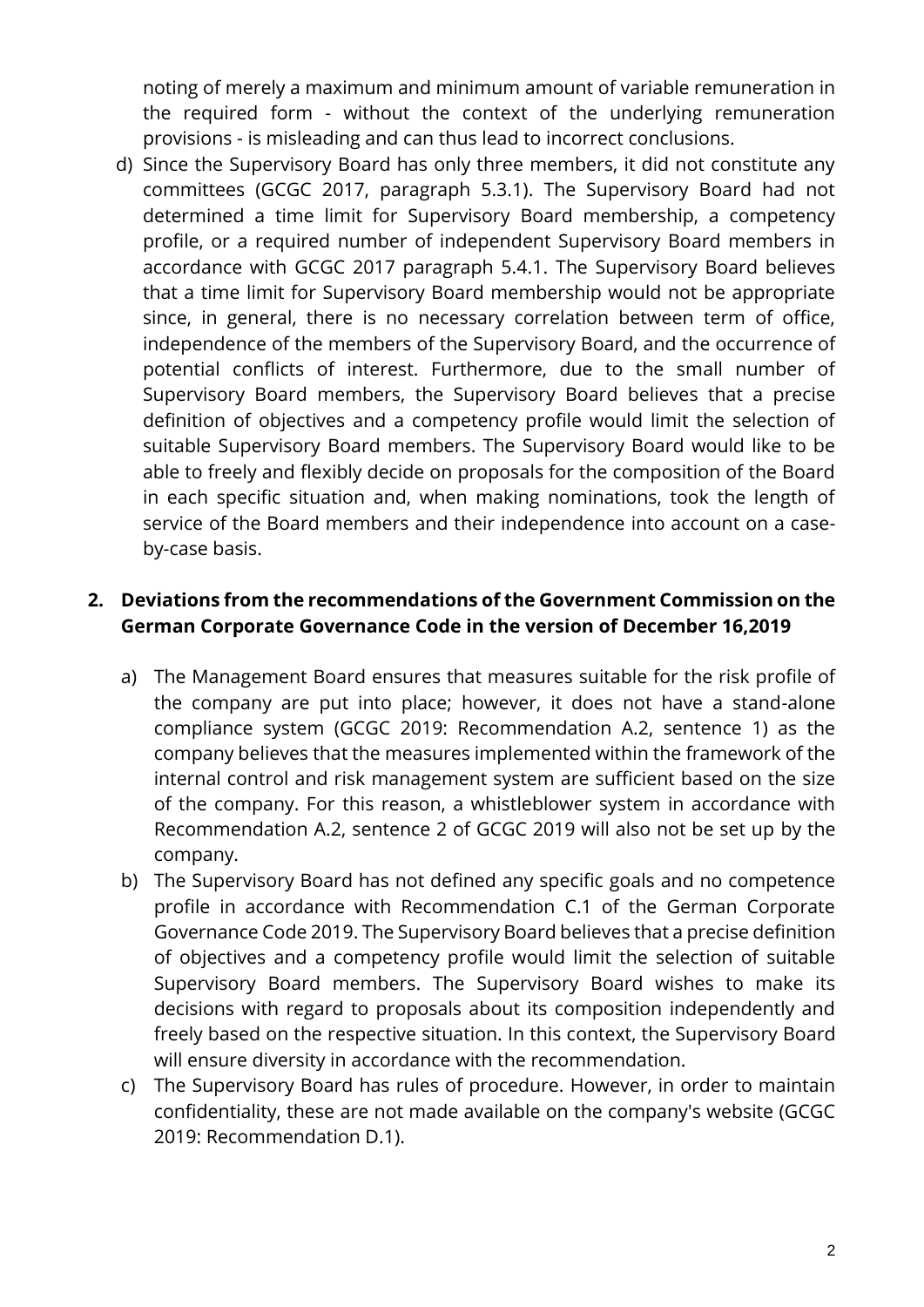noting of merely a maximum and minimum amount of variable remuneration in the required form - without the context of the underlying remuneration provisions - is misleading and can thus lead to incorrect conclusions.

d) Since the Supervisory Board has only three members, it did not constitute any committees (GCGC 2017, paragraph 5.3.1). The Supervisory Board had not determined a time limit for Supervisory Board membership, a competency profile, or a required number of independent Supervisory Board members in accordance with GCGC 2017 paragraph 5.4.1. The Supervisory Board believes that a time limit for Supervisory Board membership would not be appropriate since, in general, there is no necessary correlation between term of office, independence of the members of the Supervisory Board, and the occurrence of potential conflicts of interest. Furthermore, due to the small number of Supervisory Board members, the Supervisory Board believes that a precise definition of objectives and a competency profile would limit the selection of suitable Supervisory Board members. The Supervisory Board would like to be able to freely and flexibly decide on proposals for the composition of the Board in each specific situation and, when making nominations, took the length of service of the Board members and their independence into account on a case-by-case basis.

## 2. Deviations from the recommendations of the Government Commission on the German Corporate Governance Code in the version of December 16,2019

a) The Management Board ensures that measures suitable for the risk profile of the company are put into place; however, it does not have a stand-alone compliance system (GCGC 2019: Recommendation A.2, sentence 1) as the company believes that the measures implemented within the framework of the internal control and risk management system are sufficient based on the size of the company. For this reason, a whistleblower system in accordance with Recommendation A.2, sentence 2 of GCGC 2019 will also not be set up by the company.

b) The Supervisory Board has not defined any specific goals and no competence profile in accordance with Recommendation C.1 of the German Corporate Governance Code 2019. The Supervisory Board believes that a precise definition of objectives and a competency profile would limit the selection of suitable Supervisory Board members. The Supervisory Board wishes to make its decisions with regard to proposals about its composition independently and freely based on the respective situation. In this context, the Supervisory Board will ensure diversity in accordance with the recommendation.

c) The Supervisory Board has rules of procedure. However, in order to maintain confidentiality, these are not made available on the company's website (GCGC 2019: Recommendation D.1).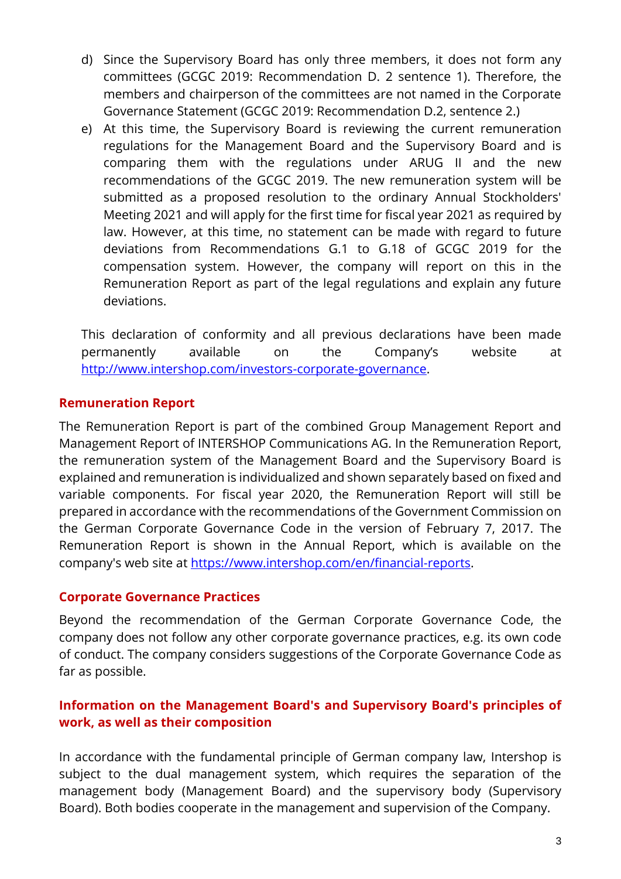d) Since the Supervisory Board has only three members, it does not form any committees (GCGC 2019: Recommendation D. 2 sentence 1). Therefore, the members and chairperson of the committees are not named in the Corporate Governance Statement (GCGC 2019: Recommendation D.2, sentence 2.)
e) At this time, the Supervisory Board is reviewing the current remuneration regulations for the Management Board and the Supervisory Board and is comparing them with the regulations under ARUG II and the new recommendations of the GCGC 2019. The new remuneration system will be submitted as a proposed resolution to the ordinary Annual Stockholders' Meeting 2021 and will apply for the first time for fiscal year 2021 as required by law. However, at this time, no statement can be made with regard to future deviations from Recommendations G.1 to G.18 of GCGC 2019 for the compensation system. However, the company will report on this in the Remuneration Report as part of the legal regulations and explain any future deviations.

This declaration of conformity and all previous declarations have been made permanently available on the Company's website at http://www.intershop.com/investors-corporate-governance.

## Remuneration Report

The Remuneration Report is part of the combined Group Management Report and Management Report of INTERSHOP Communications AG. In the Remuneration Report, the remuneration system of the Management Board and the Supervisory Board is explained and remuneration is individualized and shown separately based on fixed and variable components. For fiscal year 2020, the Remuneration Report will still be prepared in accordance with the recommendations of the Government Commission on the German Corporate Governance Code in the version of February 7, 2017. The Remuneration Report is shown in the Annual Report, which is available on the company's web site at https://www.intershop.com/en/financial-reports.

## Corporate Governance Practices

Beyond the recommendation of the German Corporate Governance Code, the company does not follow any other corporate governance practices, e.g. its own code of conduct. The company considers suggestions of the Corporate Governance Code as far as possible.

## Information on the Management Board's and Supervisory Board's principles of work, as well as their composition

In accordance with the fundamental principle of German company law, Intershop is subject to the dual management system, which requires the separation of the management body (Management Board) and the supervisory body (Supervisory Board). Both bodies cooperate in the management and supervision of the Company.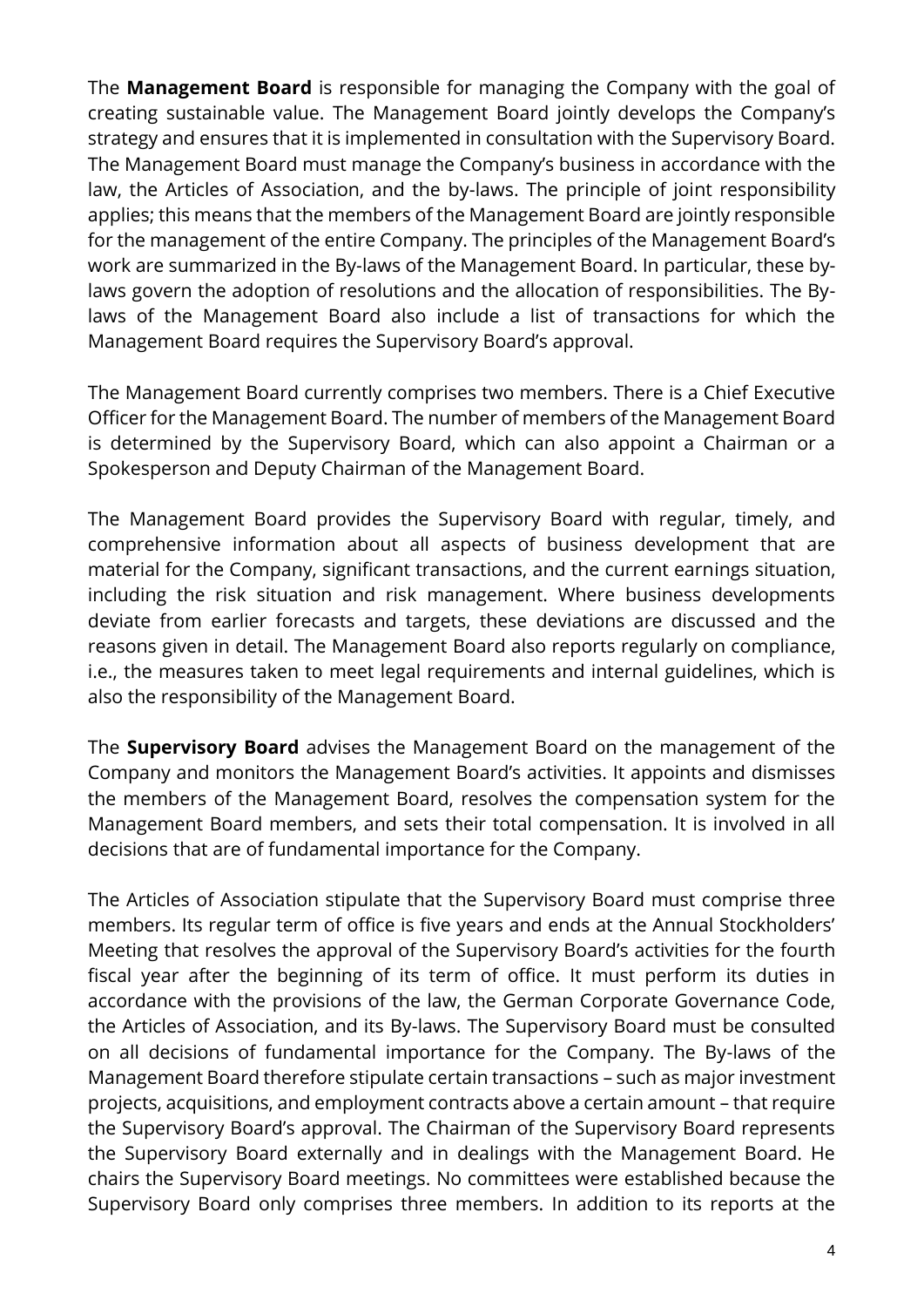The **Management Board** is responsible for managing the Company with the goal of creating sustainable value. The Management Board jointly develops the Company's strategy and ensures that it is implemented in consultation with the Supervisory Board. The Management Board must manage the Company's business in accordance with the law, the Articles of Association, and the by-laws. The principle of joint responsibility applies; this means that the members of the Management Board are jointly responsible for the management of the entire Company. The principles of the Management Board's work are summarized in the By-laws of the Management Board. In particular, these by-laws govern the adoption of resolutions and the allocation of responsibilities. The By-laws of the Management Board also include a list of transactions for which the Management Board requires the Supervisory Board's approval.

The Management Board currently comprises two members. There is a Chief Executive Officer for the Management Board. The number of members of the Management Board is determined by the Supervisory Board, which can also appoint a Chairman or a Spokesperson and Deputy Chairman of the Management Board.

The Management Board provides the Supervisory Board with regular, timely, and comprehensive information about all aspects of business development that are material for the Company, significant transactions, and the current earnings situation, including the risk situation and risk management. Where business developments deviate from earlier forecasts and targets, these deviations are discussed and the reasons given in detail. The Management Board also reports regularly on compliance, i.e., the measures taken to meet legal requirements and internal guidelines, which is also the responsibility of the Management Board.

The **Supervisory Board** advises the Management Board on the management of the Company and monitors the Management Board's activities. It appoints and dismisses the members of the Management Board, resolves the compensation system for the Management Board members, and sets their total compensation. It is involved in all decisions that are of fundamental importance for the Company.

The Articles of Association stipulate that the Supervisory Board must comprise three members. Its regular term of office is five years and ends at the Annual Stockholders' Meeting that resolves the approval of the Supervisory Board's activities for the fourth fiscal year after the beginning of its term of office. It must perform its duties in accordance with the provisions of the law, the German Corporate Governance Code, the Articles of Association, and its By-laws. The Supervisory Board must be consulted on all decisions of fundamental importance for the Company. The By-laws of the Management Board therefore stipulate certain transactions – such as major investment projects, acquisitions, and employment contracts above a certain amount – that require the Supervisory Board's approval. The Chairman of the Supervisory Board represents the Supervisory Board externally and in dealings with the Management Board. He chairs the Supervisory Board meetings. No committees were established because the Supervisory Board only comprises three members. In addition to its reports at the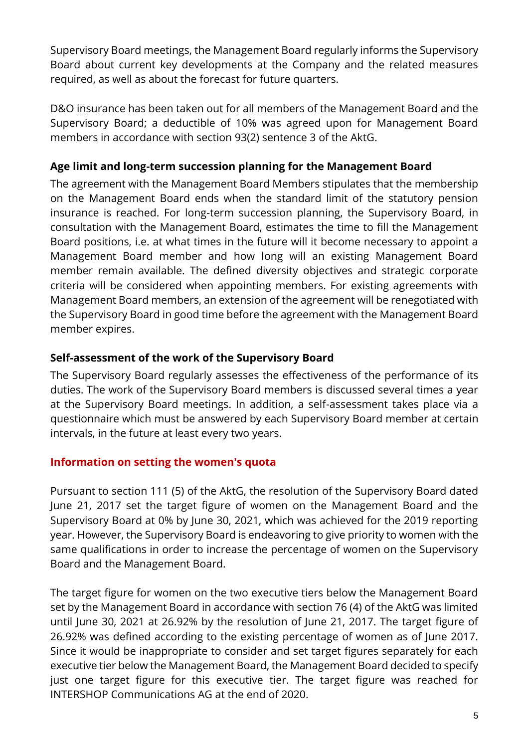Supervisory Board meetings, the Management Board regularly informs the Supervisory Board about current key developments at the Company and the related measures required, as well as about the forecast for future quarters.

D&O insurance has been taken out for all members of the Management Board and the Supervisory Board; a deductible of 10% was agreed upon for Management Board members in accordance with section 93(2) sentence 3 of the AktG.

**Age limit and long-term succession planning for the Management Board**

The agreement with the Management Board Members stipulates that the membership on the Management Board ends when the standard limit of the statutory pension insurance is reached. For long-term succession planning, the Supervisory Board, in consultation with the Management Board, estimates the time to fill the Management Board positions, i.e. at what times in the future will it become necessary to appoint a Management Board member and how long will an existing Management Board member remain available. The defined diversity objectives and strategic corporate criteria will be considered when appointing members. For existing agreements with Management Board members, an extension of the agreement will be renegotiated with the Supervisory Board in good time before the agreement with the Management Board member expires.

**Self-assessment of the work of the Supervisory Board**

The Supervisory Board regularly assesses the effectiveness of the performance of its duties. The work of the Supervisory Board members is discussed several times a year at the Supervisory Board meetings. In addition, a self-assessment takes place via a questionnaire which must be answered by each Supervisory Board member at certain intervals, in the future at least every two years.

## Information on setting the women's quota

Pursuant to section 111 (5) of the AktG, the resolution of the Supervisory Board dated June 21, 2017 set the target figure of women on the Management Board and the Supervisory Board at 0% by June 30, 2021, which was achieved for the 2019 reporting year. However, the Supervisory Board is endeavoring to give priority to women with the same qualifications in order to increase the percentage of women on the Supervisory Board and the Management Board.

The target figure for women on the two executive tiers below the Management Board set by the Management Board in accordance with section 76 (4) of the AktG was limited until June 30, 2021 at 26.92% by the resolution of June 21, 2017. The target figure of 26.92% was defined according to the existing percentage of women as of June 2017. Since it would be inappropriate to consider and set target figures separately for each executive tier below the Management Board, the Management Board decided to specify just one target figure for this executive tier. The target figure was reached for INTERSHOP Communications AG at the end of 2020.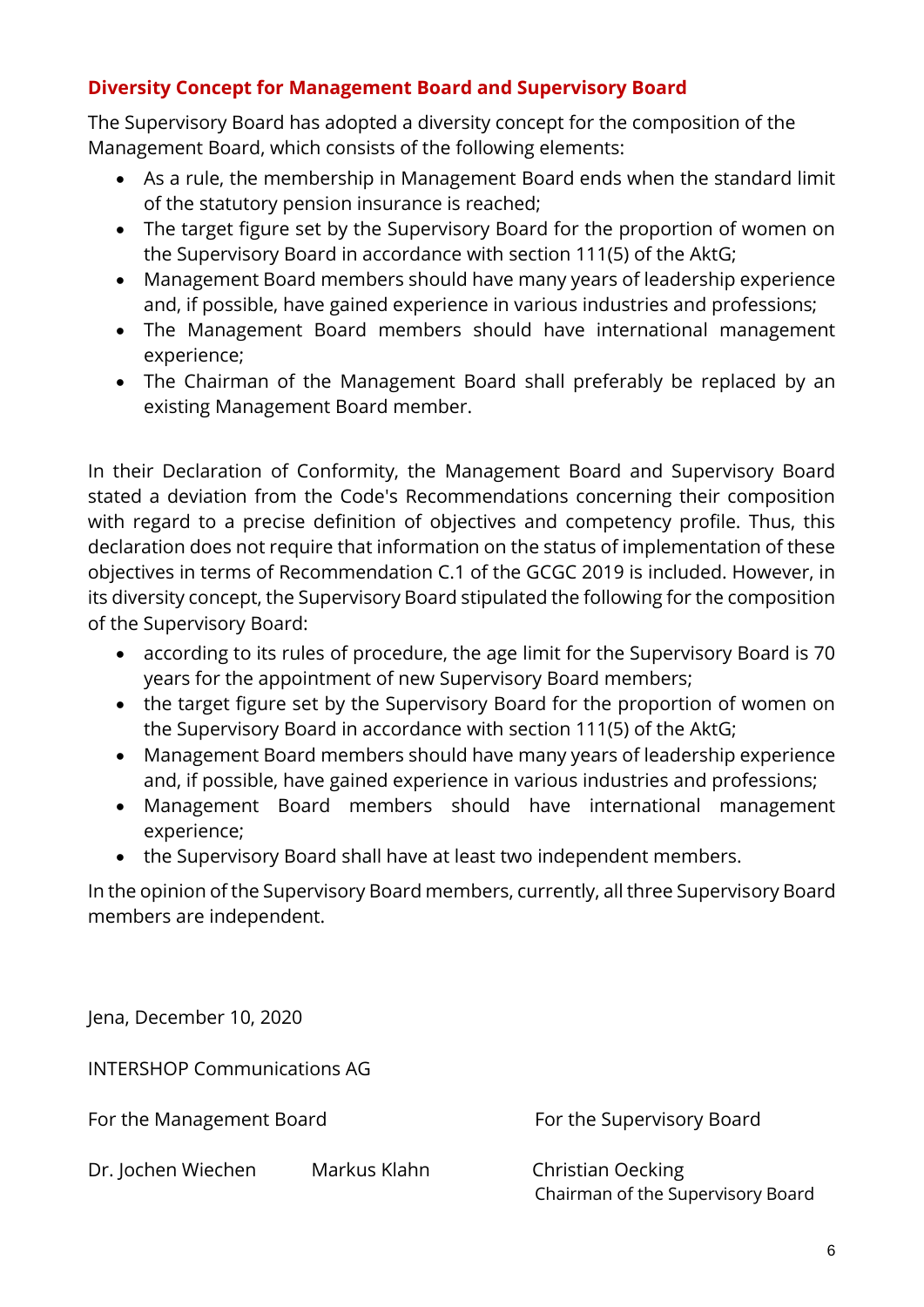## Diversity Concept for Management Board and Supervisory Board

The Supervisory Board has adopted a diversity concept for the composition of the Management Board, which consists of the following elements:

- As a rule, the membership in Management Board ends when the standard limit of the statutory pension insurance is reached;
- The target figure set by the Supervisory Board for the proportion of women on the Supervisory Board in accordance with section 111(5) of the AktG;
- Management Board members should have many years of leadership experience and, if possible, have gained experience in various industries and professions;
- The Management Board members should have international management experience;
- The Chairman of the Management Board shall preferably be replaced by an existing Management Board member.

In their Declaration of Conformity, the Management Board and Supervisory Board stated a deviation from the Code's Recommendations concerning their composition with regard to a precise definition of objectives and competency profile. Thus, this declaration does not require that information on the status of implementation of these objectives in terms of Recommendation C.1 of the GCGC 2019 is included. However, in its diversity concept, the Supervisory Board stipulated the following for the composition of the Supervisory Board:

- according to its rules of procedure, the age limit for the Supervisory Board is 70 years for the appointment of new Supervisory Board members;
- the target figure set by the Supervisory Board for the proportion of women on the Supervisory Board in accordance with section 111(5) of the AktG;
- Management Board members should have many years of leadership experience and, if possible, have gained experience in various industries and professions;
- Management Board members should have international management experience;
- the Supervisory Board shall have at least two independent members.

In the opinion of the Supervisory Board members, currently, all three Supervisory Board members are independent.

Jena, December 10, 2020

INTERSHOP Communications AG

For the Management Board

Dr. Jochen Wiechen    Markus Klahn

For the Supervisory Board

Christian Oecking
Chairman of the Supervisory Board